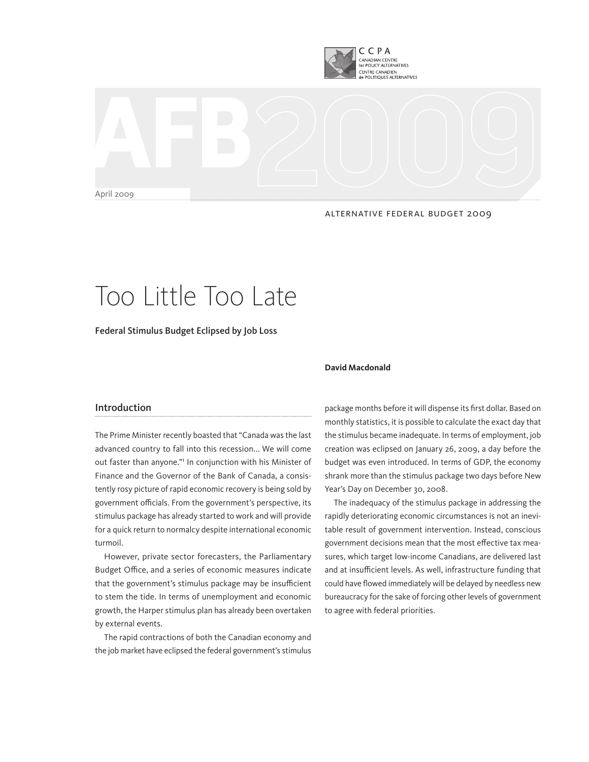CCPA
CANADIAN CENTRE for POLICY ALTERNATIVES
CENTRE CANADIEN de POLITIQUES ALTERNATIVES

AFB2009

April 2009

ALTERNATIVE FEDERAL BUDGET 2009

# Too Little Too Late

**Federal Stimulus Budget Eclipsed by Job Loss**

**David Macdonald**

## Introduction

The Prime Minister recently boasted that "Canada was the last advanced country to fall into this recession… We will come out faster than anyone."[1] In conjunction with his Minister of Finance and the Governor of the Bank of Canada, a consistently rosy picture of rapid economic recovery is being sold by government officials. From the government's perspective, its stimulus package has already started to work and will provide for a quick return to normalcy despite international economic turmoil.

However, private sector forecasters, the Parliamentary Budget Office, and a series of economic measures indicate that the government's stimulus package may be insufficient to stem the tide. In terms of unemployment and economic growth, the Harper stimulus plan has already been overtaken by external events.

The rapid contractions of both the Canadian economy and the job market have eclipsed the federal government's stimulus package months before it will dispense its first dollar. Based on monthly statistics, it is possible to calculate the exact day that the stimulus became inadequate. In terms of employment, job creation was eclipsed on January 26, 2009, a day before the budget was even introduced. In terms of GDP, the economy shrank more than the stimulus package two days before New Year's Day on December 30, 2008.

The inadequacy of the stimulus package in addressing the rapidly deteriorating economic circumstances is not an inevitable result of government intervention. Instead, conscious government decisions mean that the most effective tax measures, which target low-income Canadians, are delivered last and at insufficient levels. As well, infrastructure funding that could have flowed immediately will be delayed by needless new bureaucracy for the sake of forcing other levels of government to agree with federal priorities.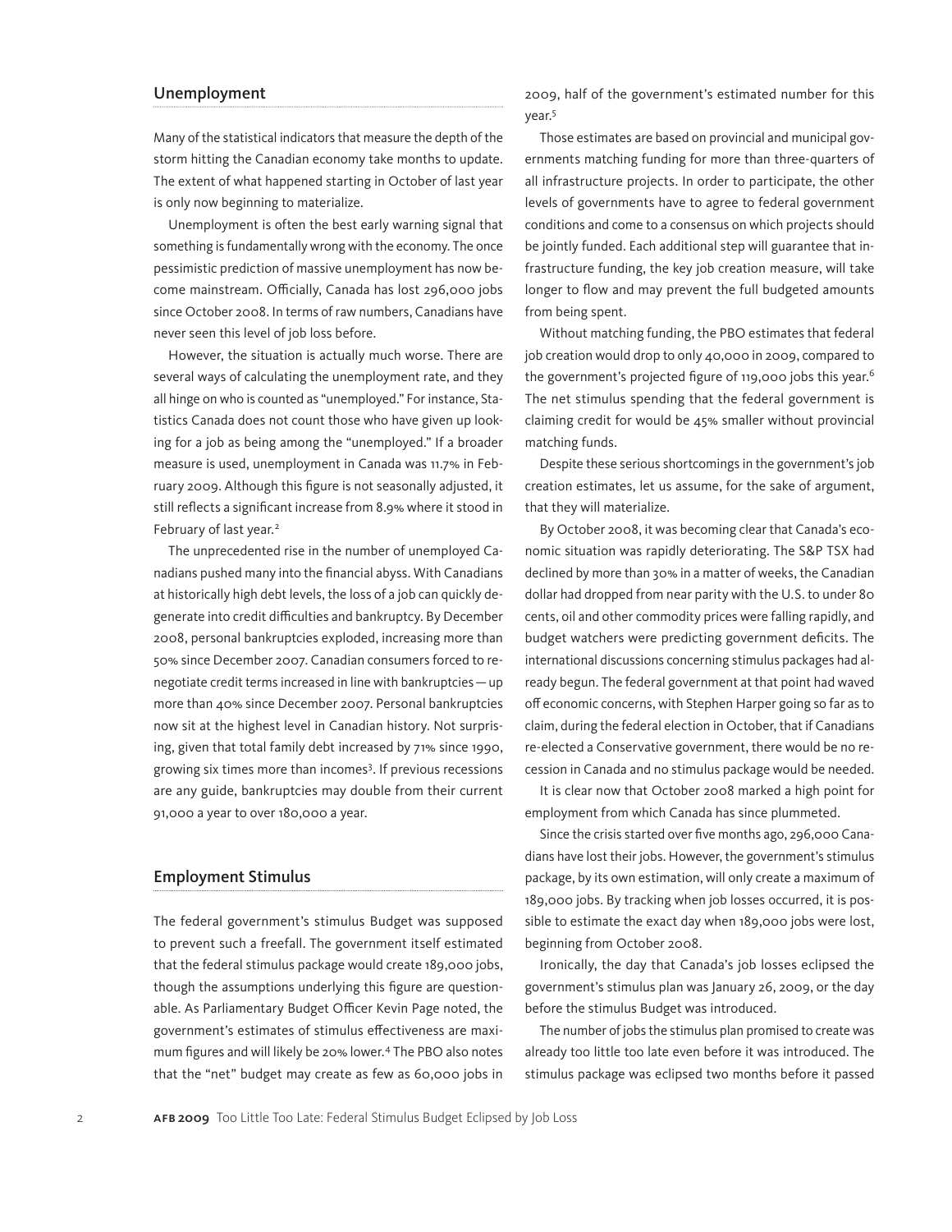## Unemployment

Many of the statistical indicators that measure the depth of the storm hitting the Canadian economy take months to update. The extent of what happened starting in October of last year is only now beginning to materialize.

Unemployment is often the best early warning signal that something is fundamentally wrong with the economy. The once pessimistic prediction of massive unemployment has now become mainstream. Officially, Canada has lost 296,000 jobs since October 2008. In terms of raw numbers, Canadians have never seen this level of job loss before.

However, the situation is actually much worse. There are several ways of calculating the unemployment rate, and they all hinge on who is counted as "unemployed." For instance, Statistics Canada does not count those who have given up looking for a job as being among the "unemployed." If a broader measure is used, unemployment in Canada was 11.7% in February 2009. Although this figure is not seasonally adjusted, it still reflects a significant increase from 8.9% where it stood in February of last year.[2]

The unprecedented rise in the number of unemployed Canadians pushed many into the financial abyss. With Canadians at historically high debt levels, the loss of a job can quickly degenerate into credit difficulties and bankruptcy. By December 2008, personal bankruptcies exploded, increasing more than 50% since December 2007. Canadian consumers forced to renegotiate credit terms increased in line with bankruptcies — up more than 40% since December 2007. Personal bankruptcies now sit at the highest level in Canadian history. Not surprising, given that total family debt increased by 71% since 1990, growing six times more than incomes[3]. If previous recessions are any guide, bankruptcies may double from their current 91,000 a year to over 180,000 a year.

## Employment Stimulus

The federal government's stimulus Budget was supposed to prevent such a freefall. The government itself estimated that the federal stimulus package would create 189,000 jobs, though the assumptions underlying this figure are questionable. As Parliamentary Budget Officer Kevin Page noted, the government's estimates of stimulus effectiveness are maximum figures and will likely be 20% lower.[4] The PBO also notes that the "net" budget may create as few as 60,000 jobs in 2009, half of the government's estimated number for this year.[5]

Those estimates are based on provincial and municipal governments matching funding for more than three-quarters of all infrastructure projects. In order to participate, the other levels of governments have to agree to federal government conditions and come to a consensus on which projects should be jointly funded. Each additional step will guarantee that infrastructure funding, the key job creation measure, will take longer to flow and may prevent the full budgeted amounts from being spent.

Without matching funding, the PBO estimates that federal job creation would drop to only 40,000 in 2009, compared to the government's projected figure of 119,000 jobs this year.[6] The net stimulus spending that the federal government is claiming credit for would be 45% smaller without provincial matching funds.

Despite these serious shortcomings in the government's job creation estimates, let us assume, for the sake of argument, that they will materialize.

By October 2008, it was becoming clear that Canada's economic situation was rapidly deteriorating. The S&P TSX had declined by more than 30% in a matter of weeks, the Canadian dollar had dropped from near parity with the U.S. to under 80 cents, oil and other commodity prices were falling rapidly, and budget watchers were predicting government deficits. The international discussions concerning stimulus packages had already begun. The federal government at that point had waved off economic concerns, with Stephen Harper going so far as to claim, during the federal election in October, that if Canadians re-elected a Conservative government, there would be no recession in Canada and no stimulus package would be needed.

It is clear now that October 2008 marked a high point for employment from which Canada has since plummeted.

Since the crisis started over five months ago, 296,000 Canadians have lost their jobs. However, the government's stimulus package, by its own estimation, will only create a maximum of 189,000 jobs. By tracking when job losses occurred, it is possible to estimate the exact day when 189,000 jobs were lost, beginning from October 2008.

Ironically, the day that Canada's job losses eclipsed the government's stimulus plan was January 26, 2009, or the day before the stimulus Budget was introduced.

The number of jobs the stimulus plan promised to create was already too little too late even before it was introduced. The stimulus package was eclipsed two months before it passed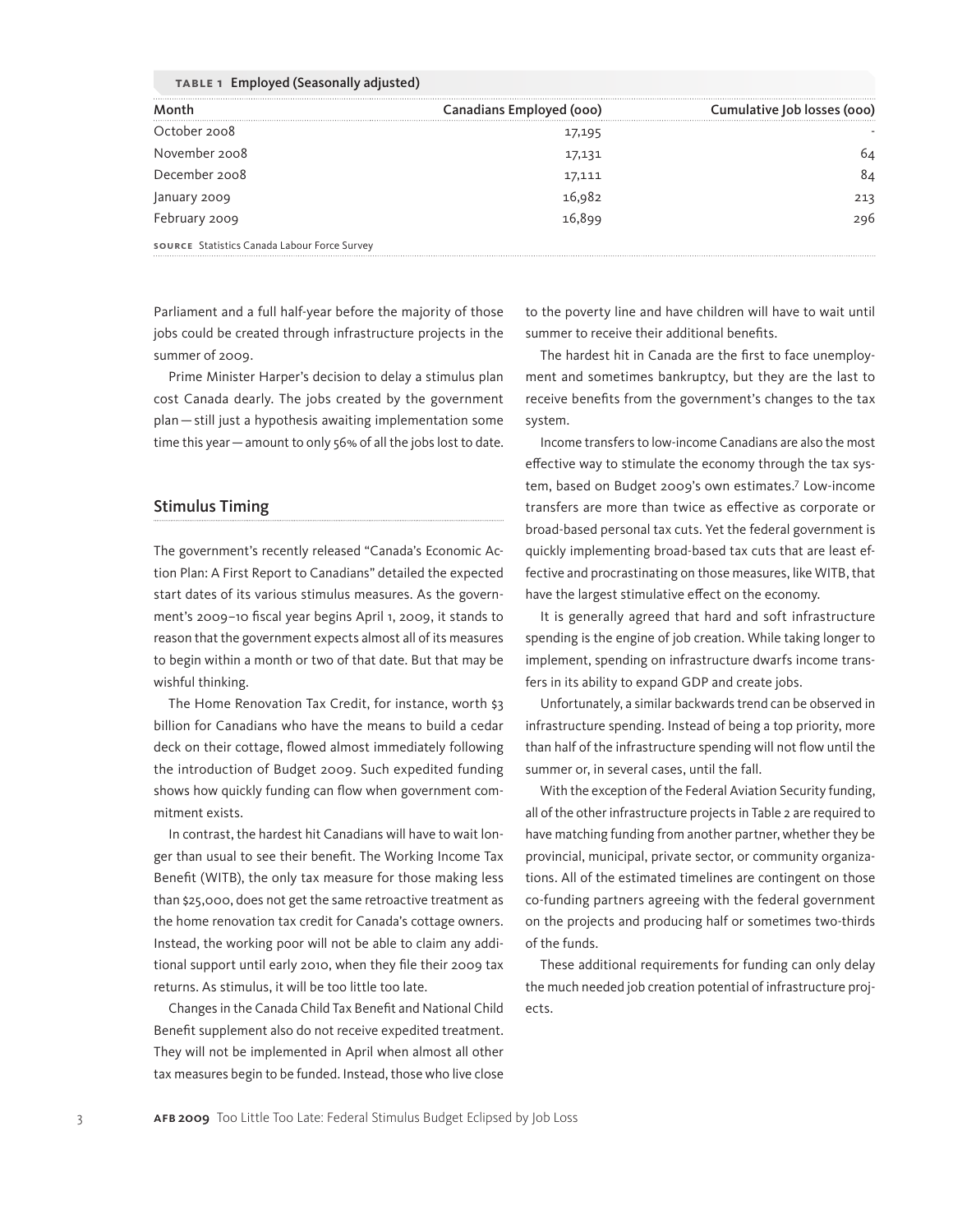**TABLE 1 Employed (Seasonally adjusted)**

| Month | Canadians Employed (000) | Cumulative Job losses (000) |
|---|---|---|
| October 2008 | 17,195 | - |
| November 2008 | 17,131 | 64 |
| December 2008 | 17,111 | 84 |
| January 2009 | 16,982 | 213 |
| February 2009 | 16,899 | 296 |

**SOURCE** Statistics Canada Labour Force Survey

Parliament and a full half-year before the majority of those jobs could be created through infrastructure projects in the summer of 2009.

Prime Minister Harper's decision to delay a stimulus plan cost Canada dearly. The jobs created by the government plan — still just a hypothesis awaiting implementation some time this year — amount to only 56% of all the jobs lost to date.

## Stimulus Timing

The government's recently released "Canada's Economic Action Plan: A First Report to Canadians" detailed the expected start dates of its various stimulus measures. As the government's 2009–10 fiscal year begins April 1, 2009, it stands to reason that the government expects almost all of its measures to begin within a month or two of that date. But that may be wishful thinking.

The Home Renovation Tax Credit, for instance, worth $3 billion for Canadians who have the means to build a cedar deck on their cottage, flowed almost immediately following the introduction of Budget 2009. Such expedited funding shows how quickly funding can flow when government commitment exists.

In contrast, the hardest hit Canadians will have to wait longer than usual to see their benefit. The Working Income Tax Benefit (WITB), the only tax measure for those making less than $25,000, does not get the same retroactive treatment as the home renovation tax credit for Canada's cottage owners. Instead, the working poor will not be able to claim any additional support until early 2010, when they file their 2009 tax returns. As stimulus, it will be too little too late.

Changes in the Canada Child Tax Benefit and National Child Benefit supplement also do not receive expedited treatment. They will not be implemented in April when almost all other tax measures begin to be funded. Instead, those who live close to the poverty line and have children will have to wait until summer to receive their additional benefits.

The hardest hit in Canada are the first to face unemployment and sometimes bankruptcy, but they are the last to receive benefits from the government's changes to the tax system.

Income transfers to low-income Canadians are also the most effective way to stimulate the economy through the tax system, based on Budget 2009's own estimates.[7] Low-income transfers are more than twice as effective as corporate or broad-based personal tax cuts. Yet the federal government is quickly implementing broad-based tax cuts that are least effective and procrastinating on those measures, like WITB, that have the largest stimulative effect on the economy.

It is generally agreed that hard and soft infrastructure spending is the engine of job creation. While taking longer to implement, spending on infrastructure dwarfs income transfers in its ability to expand GDP and create jobs.

Unfortunately, a similar backwards trend can be observed in infrastructure spending. Instead of being a top priority, more than half of the infrastructure spending will not flow until the summer or, in several cases, until the fall.

With the exception of the Federal Aviation Security funding, all of the other infrastructure projects in Table 2 are required to have matching funding from another partner, whether they be provincial, municipal, private sector, or community organizations. All of the estimated timelines are contingent on those co-funding partners agreeing with the federal government on the projects and producing half or sometimes two-thirds of the funds.

These additional requirements for funding can only delay the much needed job creation potential of infrastructure projects.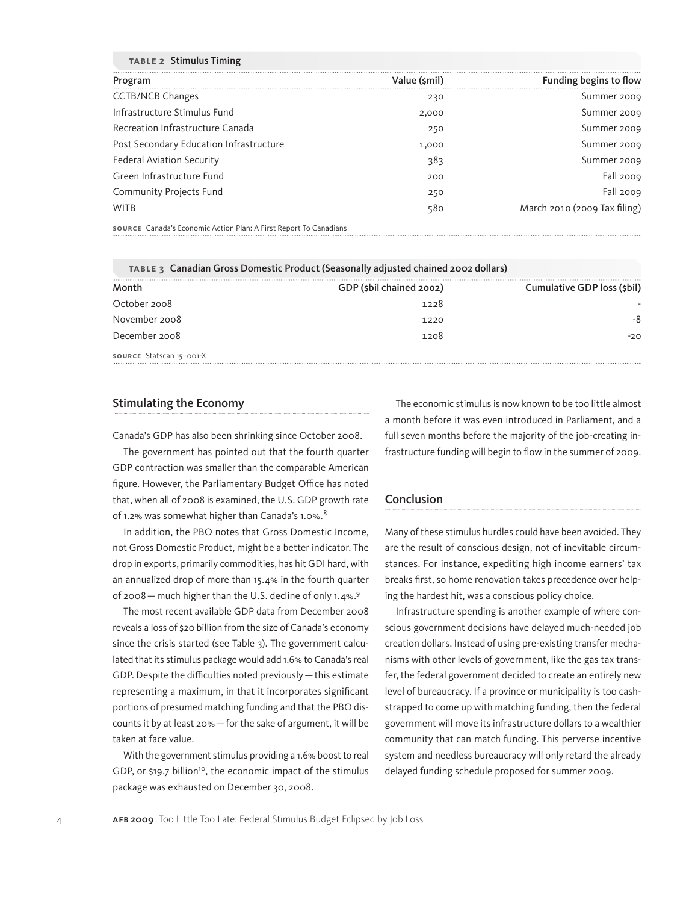**TABLE 2 Stimulus Timing**

| Program | Value ($mil) | Funding begins to flow |
|---|---|---|
| CCTB/NCB Changes | 230 | Summer 2009 |
| Infrastructure Stimulus Fund | 2,000 | Summer 2009 |
| Recreation Infrastructure Canada | 250 | Summer 2009 |
| Post Secondary Education Infrastructure | 1,000 | Summer 2009 |
| Federal Aviation Security | 383 | Summer 2009 |
| Green Infrastructure Fund | 200 | Fall 2009 |
| Community Projects Fund | 250 | Fall 2009 |
| WITB | 580 | March 2010 (2009 Tax filing) |

**SOURCE** Canada's Economic Action Plan: A First Report To Canadians

**TABLE 3 Canadian Gross Domestic Product (Seasonally adjusted chained 2002 dollars)**

| Month | GDP ($bil chained 2002) | Cumulative GDP loss ($bil) |
|---|---|---|
| October 2008 | 1228 | - |
| November 2008 | 1220 | -8 |
| December 2008 | 1208 | -20 |

**SOURCE** Statscan 15–001-X

## Stimulating the Economy

Canada's GDP has also been shrinking since October 2008.

The government has pointed out that the fourth quarter GDP contraction was smaller than the comparable American figure. However, the Parliamentary Budget Office has noted that, when all of 2008 is examined, the U.S. GDP growth rate of 1.2% was somewhat higher than Canada's 1.0%.[8]

In addition, the PBO notes that Gross Domestic Income, not Gross Domestic Product, might be a better indicator. The drop in exports, primarily commodities, has hit GDI hard, with an annualized drop of more than 15.4% in the fourth quarter of 2008 — much higher than the U.S. decline of only 1.4%.[9]

The most recent available GDP data from December 2008 reveals a loss of $20 billion from the size of Canada's economy since the crisis started (see Table 3). The government calculated that its stimulus package would add 1.6% to Canada's real GDP. Despite the difficulties noted previously — this estimate representing a maximum, in that it incorporates significant portions of presumed matching funding and that the PBO discounts it by at least 20% — for the sake of argument, it will be taken at face value.

With the government stimulus providing a 1.6% boost to real GDP, or $19.7 billion[10], the economic impact of the stimulus package was exhausted on December 30, 2008.

The economic stimulus is now known to be too little almost a month before it was even introduced in Parliament, and a full seven months before the majority of the job-creating infrastructure funding will begin to flow in the summer of 2009.

## Conclusion

Many of these stimulus hurdles could have been avoided. They are the result of conscious design, not of inevitable circumstances. For instance, expediting high income earners' tax breaks first, so home renovation takes precedence over helping the hardest hit, was a conscious policy choice.

Infrastructure spending is another example of where conscious government decisions have delayed much-needed job creation dollars. Instead of using pre-existing transfer mechanisms with other levels of government, like the gas tax transfer, the federal government decided to create an entirely new level of bureaucracy. If a province or municipality is too cash-strapped to come up with matching funding, then the federal government will move its infrastructure dollars to a wealthier community that can match funding. This perverse incentive system and needless bureaucracy will only retard the already delayed funding schedule proposed for summer 2009.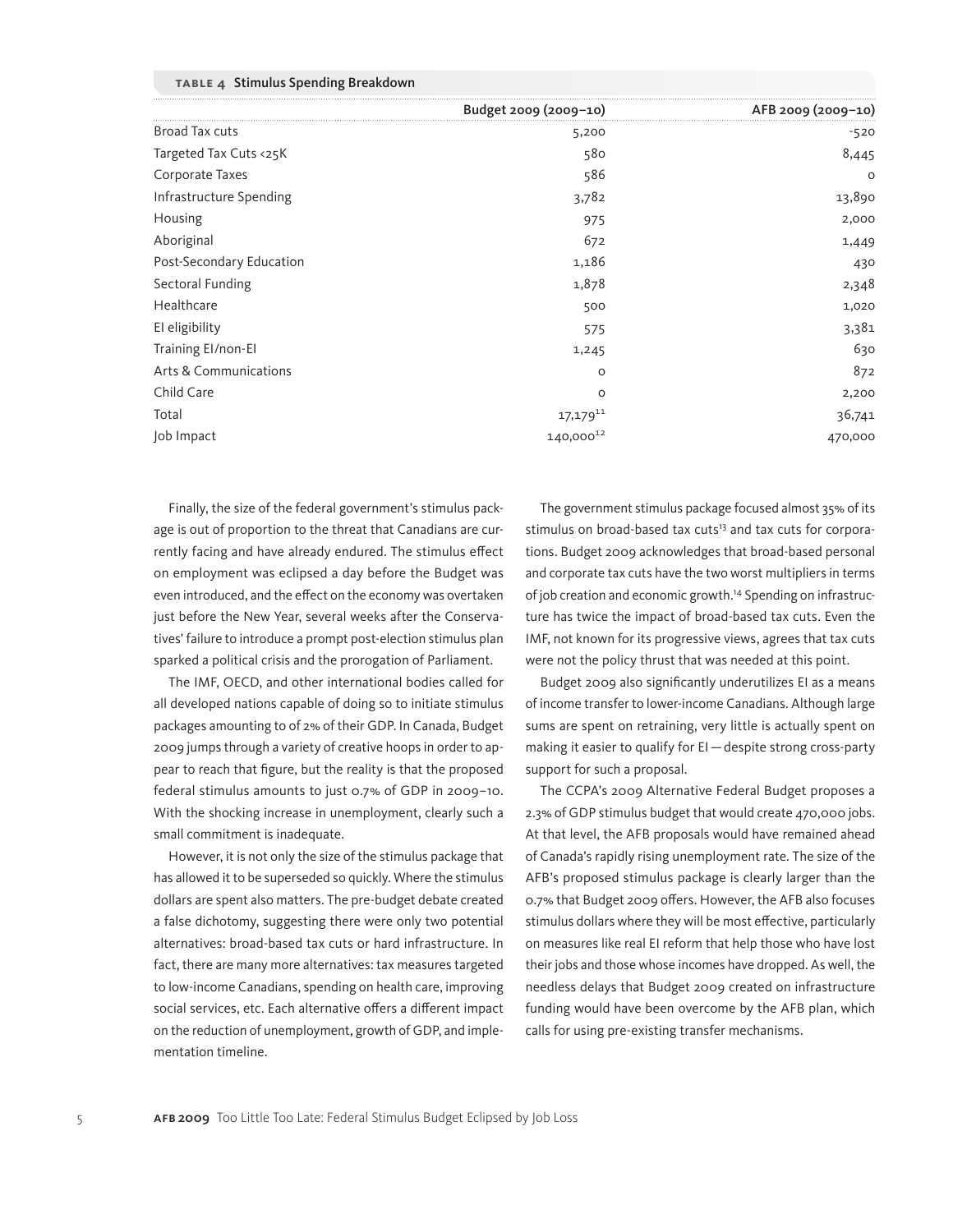**TABLE 4** Stimulus Spending Breakdown

| | Budget 2009 (2009–10) | AFB 2009 (2009–10) |
|---|---|---|
| Broad Tax cuts | 5,200 | -520 |
| Targeted Tax Cuts <25K | 580 | 8,445 |
| Corporate Taxes | 586 | 0 |
| Infrastructure Spending | 3,782 | 13,890 |
| Housing | 975 | 2,000 |
| Aboriginal | 672 | 1,449 |
| Post-Secondary Education | 1,186 | 430 |
| Sectoral Funding | 1,878 | 2,348 |
| Healthcare | 500 | 1,020 |
| EI eligibility | 575 | 3,381 |
| Training EI/non-EI | 1,245 | 630 |
| Arts & Communications | 0 | 872 |
| Child Care | 0 | 2,200 |
| Total | 17,179[11] | 36,741 |
| Job Impact | 140,000[12] | 470,000 |

Finally, the size of the federal government's stimulus package is out of proportion to the threat that Canadians are currently facing and have already endured. The stimulus effect on employment was eclipsed a day before the Budget was even introduced, and the effect on the economy was overtaken just before the New Year, several weeks after the Conservatives' failure to introduce a prompt post-election stimulus plan sparked a political crisis and the prorogation of Parliament.

The IMF, OECD, and other international bodies called for all developed nations capable of doing so to initiate stimulus packages amounting to of 2% of their GDP. In Canada, Budget 2009 jumps through a variety of creative hoops in order to appear to reach that figure, but the reality is that the proposed federal stimulus amounts to just 0.7% of GDP in 2009–10. With the shocking increase in unemployment, clearly such a small commitment is inadequate.

However, it is not only the size of the stimulus package that has allowed it to be superseded so quickly. Where the stimulus dollars are spent also matters. The pre-budget debate created a false dichotomy, suggesting there were only two potential alternatives: broad-based tax cuts or hard infrastructure. In fact, there are many more alternatives: tax measures targeted to low-income Canadians, spending on health care, improving social services, etc. Each alternative offers a different impact on the reduction of unemployment, growth of GDP, and implementation timeline.

The government stimulus package focused almost 35% of its stimulus on broad-based tax cuts[13] and tax cuts for corporations. Budget 2009 acknowledges that broad-based personal and corporate tax cuts have the two worst multipliers in terms of job creation and economic growth.[14] Spending on infrastructure has twice the impact of broad-based tax cuts. Even the IMF, not known for its progressive views, agrees that tax cuts were not the policy thrust that was needed at this point.

Budget 2009 also significantly underutilizes EI as a means of income transfer to lower-income Canadians. Although large sums are spent on retraining, very little is actually spent on making it easier to qualify for EI — despite strong cross-party support for such a proposal.

The CCPA's 2009 Alternative Federal Budget proposes a 2.3% of GDP stimulus budget that would create 470,000 jobs. At that level, the AFB proposals would have remained ahead of Canada's rapidly rising unemployment rate. The size of the AFB's proposed stimulus package is clearly larger than the 0.7% that Budget 2009 offers. However, the AFB also focuses stimulus dollars where they will be most effective, particularly on measures like real EI reform that help those who have lost their jobs and those whose incomes have dropped. As well, the needless delays that Budget 2009 created on infrastructure funding would have been overcome by the AFB plan, which calls for using pre-existing transfer mechanisms.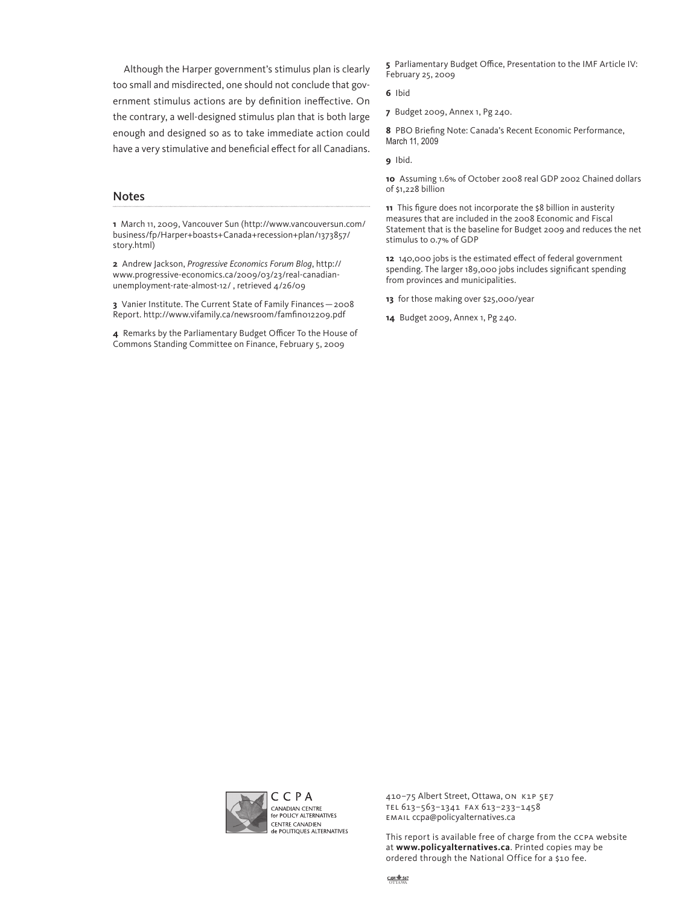Although the Harper government's stimulus plan is clearly too small and misdirected, one should not conclude that government stimulus actions are by definition ineffective. On the contrary, a well-designed stimulus plan that is both large enough and designed so as to take immediate action could have a very stimulative and beneficial effect for all Canadians.

## Notes

**1** March 11, 2009, Vancouver Sun (http://www.vancouversun.com/business/fp/Harper+boasts+Canada+recession+plan/1373857/story.html)

**2** Andrew Jackson, *Progressive Economics Forum Blog*, http://www.progressive-economics.ca/2009/03/23/real-canadian-unemployment-rate-almost-12/ , retrieved 4/26/09

**3** Vanier Institute. The Current State of Family Finances — 2008 Report. http://www.vifamily.ca/newsroom/famfin012209.pdf

**4** Remarks by the Parliamentary Budget Officer To the House of Commons Standing Committee on Finance, February 5, 2009

**5** Parliamentary Budget Office, Presentation to the IMF Article IV: February 25, 2009

**6** Ibid

**7** Budget 2009, Annex 1, Pg 240.

**8** PBO Briefing Note: Canada's Recent Economic Performance, March 11, 2009

**9** Ibid.

**10** Assuming 1.6% of October 2008 real GDP 2002 Chained dollars of $1,228 billion

**11** This figure does not incorporate the $8 billion in austerity measures that are included in the 2008 Economic and Fiscal Statement that is the baseline for Budget 2009 and reduces the net stimulus to 0.7% of GDP

**12** 140,000 jobs is the estimated effect of federal government spending. The larger 189,000 jobs includes significant spending from provinces and municipalities.

**13** for those making over $25,000/year

**14** Budget 2009, Annex 1, Pg 240.

CCPA
CANADIAN CENTRE for POLICY ALTERNATIVES
CENTRE CANADIEN de POLITIQUES ALTERNATIVES

410–75 Albert Street, Ottawa, ON K1P 5E7
TEL 613–563–1341 FAX 613–233–1458
EMAIL ccpa@policyalternatives.ca

This report is available free of charge from the CCPA website at **www.policyalternatives.ca**. Printed copies may be ordered through the National Office for a $10 fee.